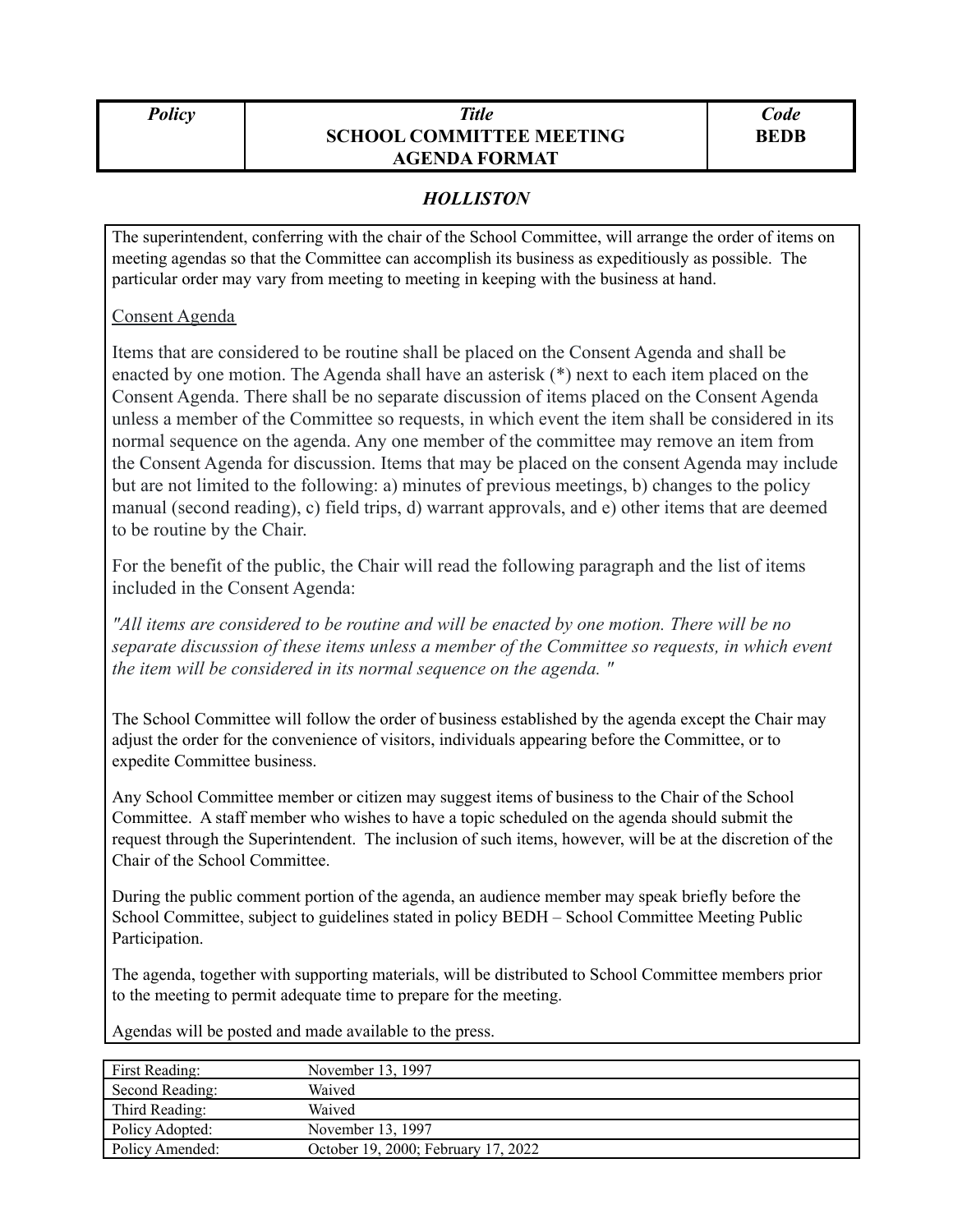| Policy | Title<br>SCHOOL COMMITTEE MEETING AGENDA FORMAT | Code<br>BEDB |
|---|---|---|

*HOLLISTON*

The superintendent, conferring with the chair of the School Committee, will arrange the order of items on meeting agendas so that the Committee can accomplish its business as expeditiously as possible. The particular order may vary from meeting to meeting in keeping with the business at hand.

Consent Agenda

Items that are considered to be routine shall be placed on the Consent Agenda and shall be enacted by one motion. The Agenda shall have an asterisk (*) next to each item placed on the Consent Agenda. There shall be no separate discussion of items placed on the Consent Agenda unless a member of the Committee so requests, in which event the item shall be considered in its normal sequence on the agenda. Any one member of the committee may remove an item from the Consent Agenda for discussion. Items that may be placed on the consent Agenda may include but are not limited to the following: a) minutes of previous meetings, b) changes to the policy manual (second reading), c) field trips, d) warrant approvals, and e) other items that are deemed to be routine by the Chair.

For the benefit of the public, the Chair will read the following paragraph and the list of items included in the Consent Agenda:

*"All items are considered to be routine and will be enacted by one motion. There will be no separate discussion of these items unless a member of the Committee so requests, in which event the item will be considered in its normal sequence on the agenda. "*

The School Committee will follow the order of business established by the agenda except the Chair may adjust the order for the convenience of visitors, individuals appearing before the Committee, or to expedite Committee business.

Any School Committee member or citizen may suggest items of business to the Chair of the School Committee. A staff member who wishes to have a topic scheduled on the agenda should submit the request through the Superintendent. The inclusion of such items, however, will be at the discretion of the Chair of the School Committee.

During the public comment portion of the agenda, an audience member may speak briefly before the School Committee, subject to guidelines stated in policy BEDH – School Committee Meeting Public Participation.

The agenda, together with supporting materials, will be distributed to School Committee members prior to the meeting to permit adequate time to prepare for the meeting.

Agendas will be posted and made available to the press.

| | |
|---|---|
| First Reading: | November 13, 1997 |
| Second Reading: | Waived |
| Third Reading: | Waived |
| Policy Adopted: | November 13, 1997 |
| Policy Amended: | October 19, 2000; February 17, 2022 |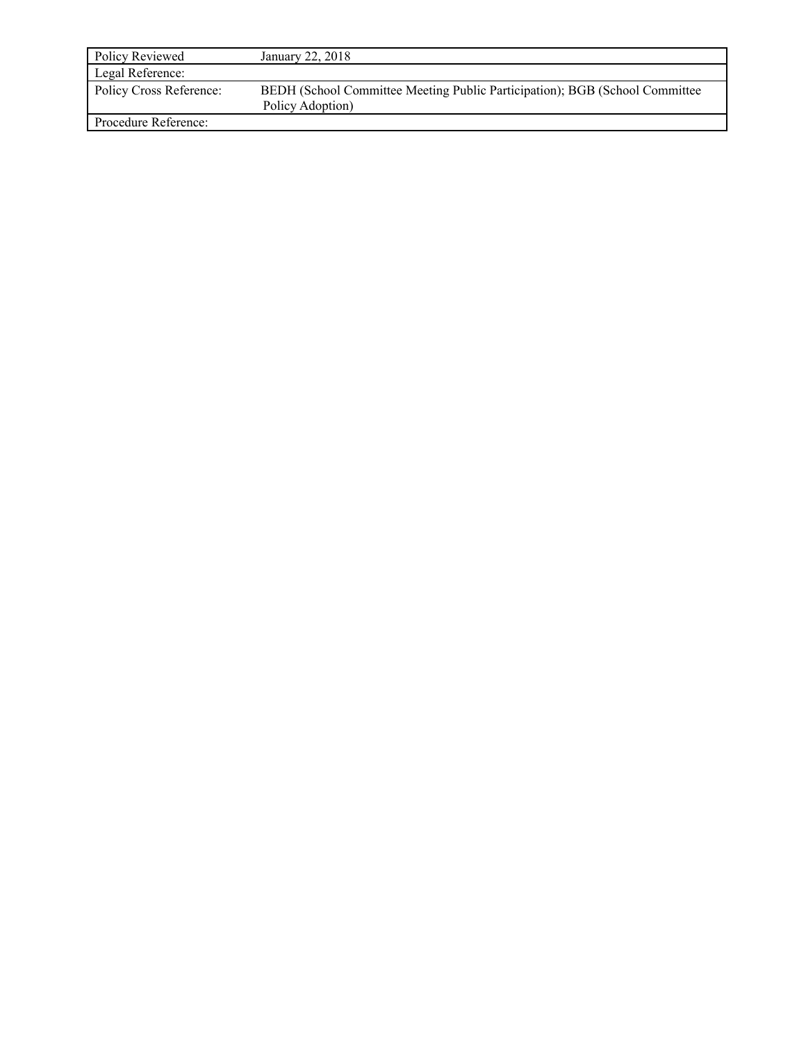| | |
|---|---|
| Policy Reviewed | January 22, 2018 |
| Legal Reference: | |
| Policy Cross Reference: | BEDH (School Committee Meeting Public Participation); BGB (School Committee Policy Adoption) |
| Procedure Reference: | |